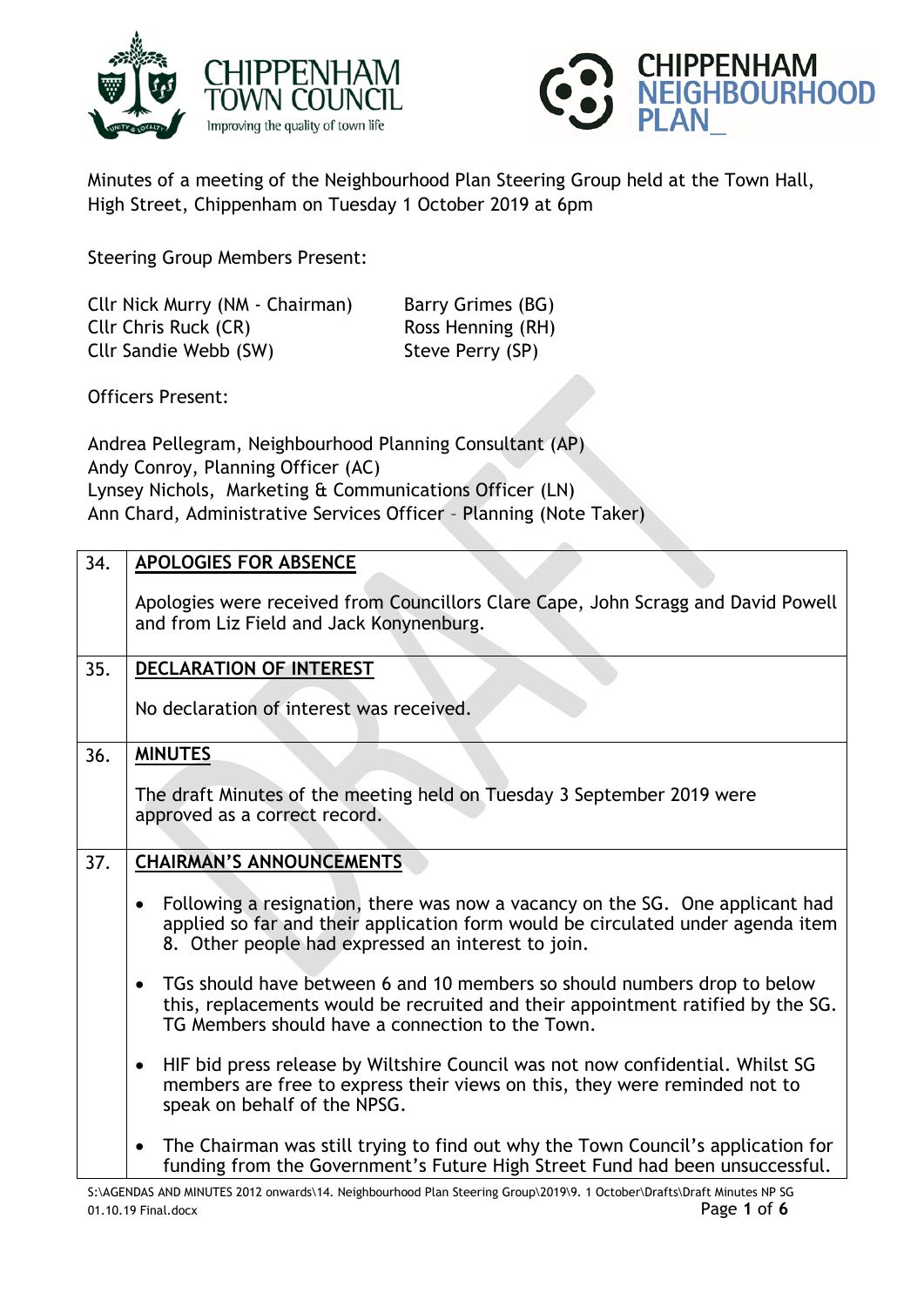CHIPPENHAM TOWN COUNCIL
Improving the quality of town life

CHIPPENHAM NEIGHBOURHOOD PLAN_

Minutes of a meeting of the Neighbourhood Plan Steering Group held at the Town Hall, High Street, Chippenham on Tuesday 1 October 2019 at 6pm

Steering Group Members Present:

| | |
|---|---|
| Cllr Nick Murry (NM - Chairman) | Barry Grimes (BG) |
| Cllr Chris Ruck (CR) | Ross Henning (RH) |
| Cllr Sandie Webb (SW) | Steve Perry (SP) |

Officers Present:

Andrea Pellegram, Neighbourhood Planning Consultant (AP)
Andy Conroy, Planning Officer (AC)
Lynsey Nichols, Marketing & Communications Officer (LN)
Ann Chard, Administrative Services Officer – Planning (Note Taker)

| | |
|---|---|
| 34. | **APOLOGIES FOR ABSENCE**<br><br>Apologies were received from Councillors Clare Cape, John Scragg and David Powell and from Liz Field and Jack Konynenburg. |
| 35. | **DECLARATION OF INTEREST**<br><br>No declaration of interest was received. |
| 36. | **MINUTES**<br><br>The draft Minutes of the meeting held on Tuesday 3 September 2019 were approved as a correct record. |
| 37. | **CHAIRMAN'S ANNOUNCEMENTS**<br><br>• Following a resignation, there was now a vacancy on the SG. One applicant had applied so far and their application form would be circulated under agenda item 8. Other people had expressed an interest to join.<br><br>• TGs should have between 6 and 10 members so should numbers drop to below this, replacements would be recruited and their appointment ratified by the SG. TG Members should have a connection to the Town.<br><br>• HIF bid press release by Wiltshire Council was not now confidential. Whilst SG members are free to express their views on this, they were reminded not to speak on behalf of the NPSG.<br><br>• The Chairman was still trying to find out why the Town Council's application for funding from the Government's Future High Street Fund had been unsuccessful. |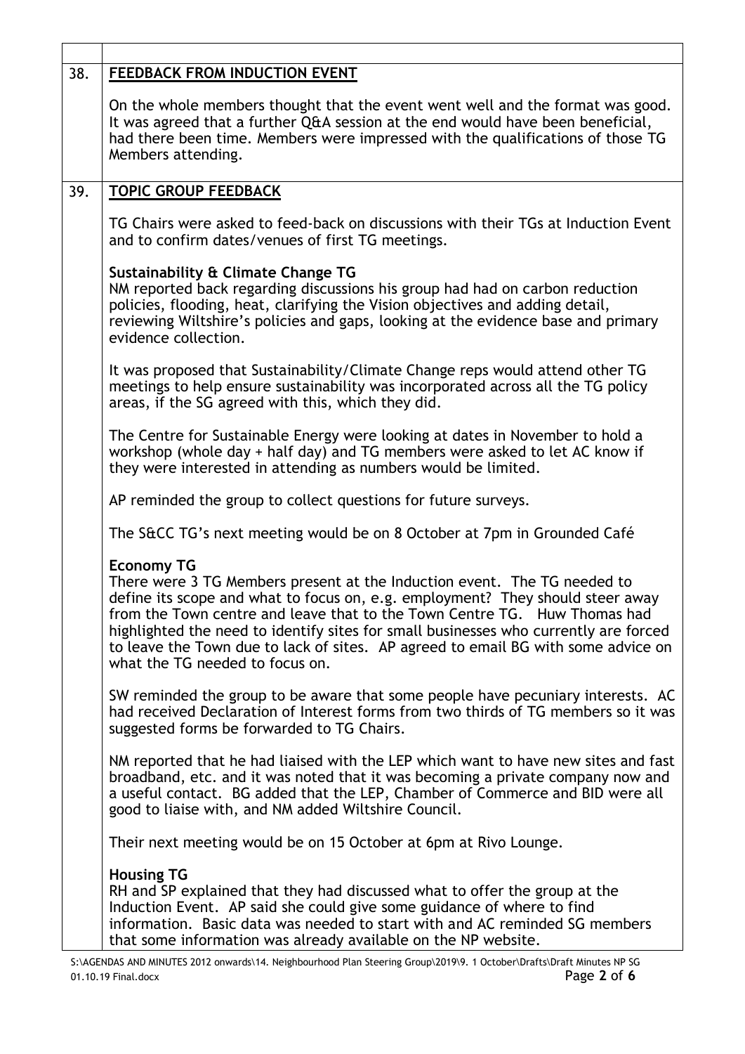| | |
|---|---|
| 38. | **FEEDBACK FROM INDUCTION EVENT**<br><br>On the whole members thought that the event went well and the format was good. It was agreed that a further Q&A session at the end would have been beneficial, had there been time. Members were impressed with the qualifications of those TG Members attending. |
| 39. | **TOPIC GROUP FEEDBACK**<br><br>TG Chairs were asked to feed-back on discussions with their TGs at Induction Event and to confirm dates/venues of first TG meetings.<br><br>**Sustainability & Climate Change TG**<br>NM reported back regarding discussions his group had had on carbon reduction policies, flooding, heat, clarifying the Vision objectives and adding detail, reviewing Wiltshire's policies and gaps, looking at the evidence base and primary evidence collection.<br><br>It was proposed that Sustainability/Climate Change reps would attend other TG meetings to help ensure sustainability was incorporated across all the TG policy areas, if the SG agreed with this, which they did.<br><br>The Centre for Sustainable Energy were looking at dates in November to hold a workshop (whole day + half day) and TG members were asked to let AC know if they were interested in attending as numbers would be limited.<br><br>AP reminded the group to collect questions for future surveys.<br><br>The S&CC TG's next meeting would be on 8 October at 7pm in Grounded Café<br><br>**Economy TG**<br>There were 3 TG Members present at the Induction event. The TG needed to define its scope and what to focus on, e.g. employment? They should steer away from the Town centre and leave that to the Town Centre TG. Huw Thomas had highlighted the need to identify sites for small businesses who currently are forced to leave the Town due to lack of sites. AP agreed to email BG with some advice on what the TG needed to focus on.<br><br>SW reminded the group to be aware that some people have pecuniary interests. AC had received Declaration of Interest forms from two thirds of TG members so it was suggested forms be forwarded to TG Chairs.<br><br>NM reported that he had liaised with the LEP which want to have new sites and fast broadband, etc. and it was noted that it was becoming a private company now and a useful contact. BG added that the LEP, Chamber of Commerce and BID were all good to liaise with, and NM added Wiltshire Council.<br><br>Their next meeting would be on 15 October at 6pm at Rivo Lounge.<br><br>**Housing TG**<br>RH and SP explained that they had discussed what to offer the group at the Induction Event. AP said she could give some guidance of where to find information. Basic data was needed to start with and AC reminded SG members that some information was already available on the NP website. |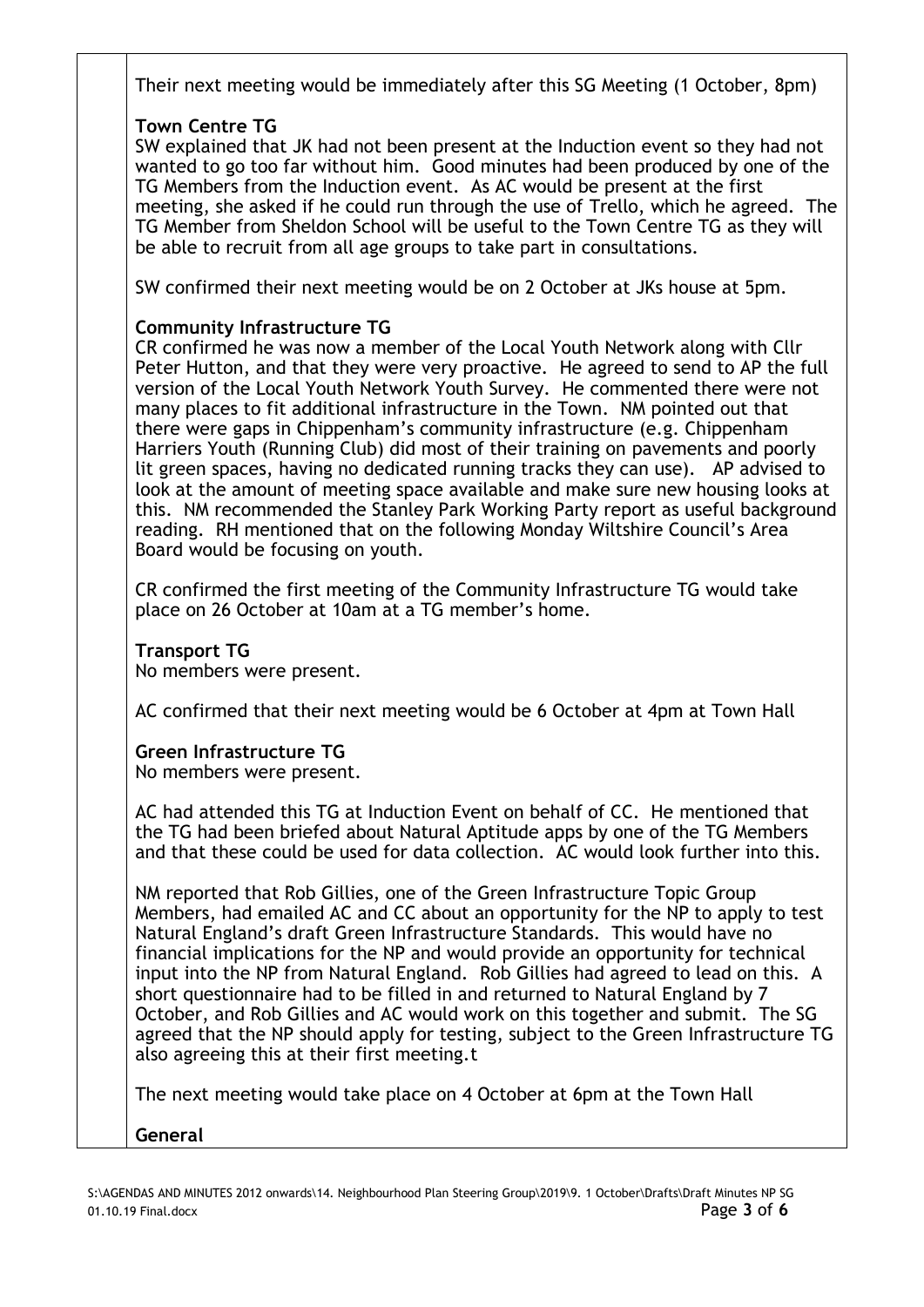Their next meeting would be immediately after this SG Meeting (1 October, 8pm)

**Town Centre TG**

SW explained that JK had not been present at the Induction event so they had not wanted to go too far without him. Good minutes had been produced by one of the TG Members from the Induction event. As AC would be present at the first meeting, she asked if he could run through the use of Trello, which he agreed. The TG Member from Sheldon School will be useful to the Town Centre TG as they will be able to recruit from all age groups to take part in consultations.

SW confirmed their next meeting would be on 2 October at JKs house at 5pm.

**Community Infrastructure TG**

CR confirmed he was now a member of the Local Youth Network along with Cllr Peter Hutton, and that they were very proactive. He agreed to send to AP the full version of the Local Youth Network Youth Survey. He commented there were not many places to fit additional infrastructure in the Town. NM pointed out that there were gaps in Chippenham's community infrastructure (e.g. Chippenham Harriers Youth (Running Club) did most of their training on pavements and poorly lit green spaces, having no dedicated running tracks they can use). AP advised to look at the amount of meeting space available and make sure new housing looks at this. NM recommended the Stanley Park Working Party report as useful background reading. RH mentioned that on the following Monday Wiltshire Council's Area Board would be focusing on youth.

CR confirmed the first meeting of the Community Infrastructure TG would take place on 26 October at 10am at a TG member's home.

**Transport TG**

No members were present.

AC confirmed that their next meeting would be 6 October at 4pm at Town Hall

**Green Infrastructure TG**

No members were present.

AC had attended this TG at Induction Event on behalf of CC. He mentioned that the TG had been briefed about Natural Aptitude apps by one of the TG Members and that these could be used for data collection. AC would look further into this.

NM reported that Rob Gillies, one of the Green Infrastructure Topic Group Members, had emailed AC and CC about an opportunity for the NP to apply to test Natural England's draft Green Infrastructure Standards. This would have no financial implications for the NP and would provide an opportunity for technical input into the NP from Natural England. Rob Gillies had agreed to lead on this. A short questionnaire had to be filled in and returned to Natural England by 7 October, and Rob Gillies and AC would work on this together and submit. The SG agreed that the NP should apply for testing, subject to the Green Infrastructure TG also agreeing this at their first meeting.t

The next meeting would take place on 4 October at 6pm at the Town Hall

**General**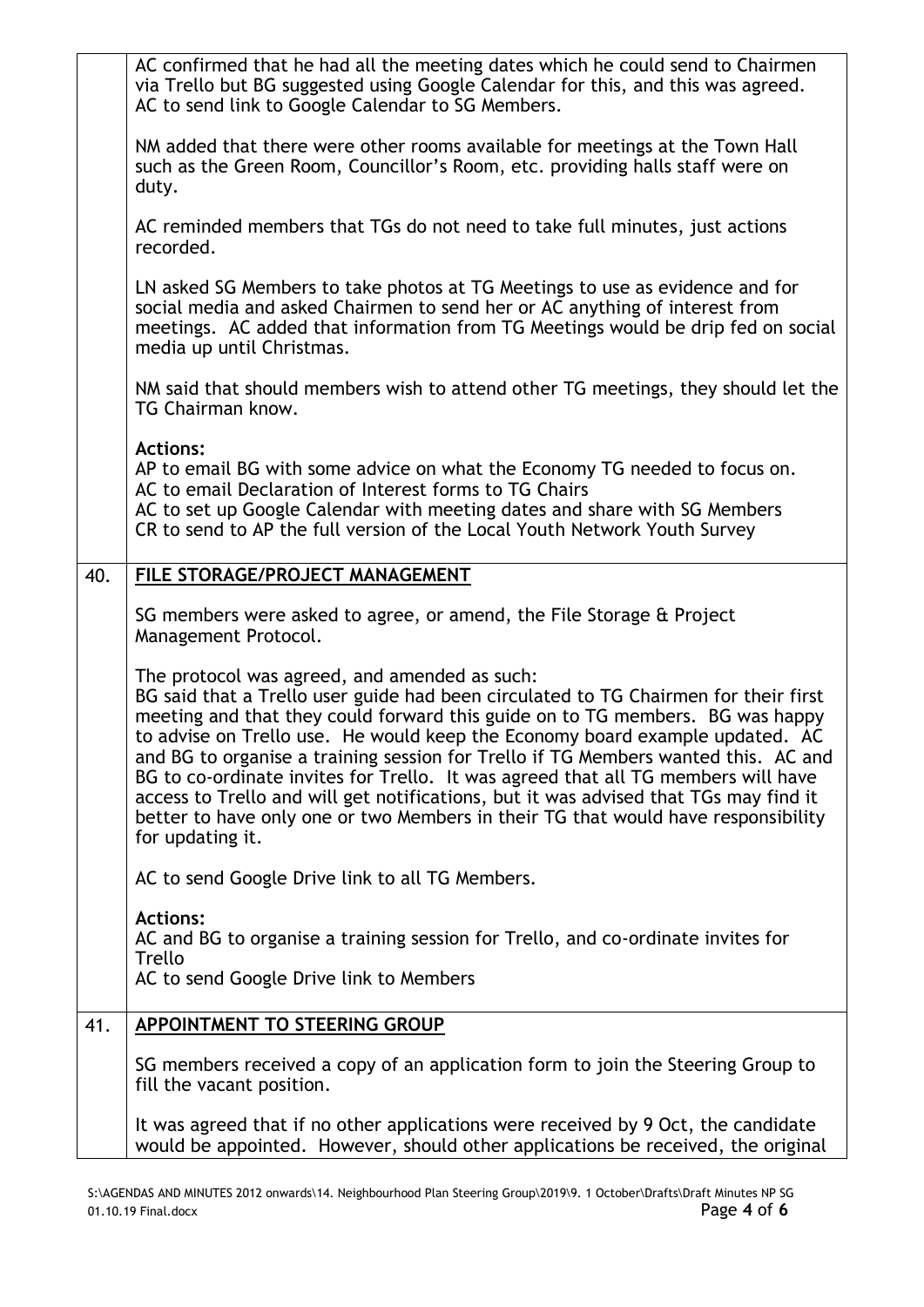AC confirmed that he had all the meeting dates which he could send to Chairmen via Trello but BG suggested using Google Calendar for this, and this was agreed. AC to send link to Google Calendar to SG Members.

NM added that there were other rooms available for meetings at the Town Hall such as the Green Room, Councillor's Room, etc. providing halls staff were on duty.

AC reminded members that TGs do not need to take full minutes, just actions recorded.

LN asked SG Members to take photos at TG Meetings to use as evidence and for social media and asked Chairmen to send her or AC anything of interest from meetings. AC added that information from TG Meetings would be drip fed on social media up until Christmas.

NM said that should members wish to attend other TG meetings, they should let the TG Chairman know.

**Actions:**
AP to email BG with some advice on what the Economy TG needed to focus on.
AC to email Declaration of Interest forms to TG Chairs
AC to set up Google Calendar with meeting dates and share with SG Members
CR to send to AP the full version of the Local Youth Network Youth Survey

## 40. FILE STORAGE/PROJECT MANAGEMENT

SG members were asked to agree, or amend, the File Storage & Project Management Protocol.

The protocol was agreed, and amended as such:
BG said that a Trello user guide had been circulated to TG Chairmen for their first meeting and that they could forward this guide on to TG members. BG was happy to advise on Trello use. He would keep the Economy board example updated. AC and BG to organise a training session for Trello if TG Members wanted this. AC and BG to co-ordinate invites for Trello. It was agreed that all TG members will have access to Trello and will get notifications, but it was advised that TGs may find it better to have only one or two Members in their TG that would have responsibility for updating it.

AC to send Google Drive link to all TG Members.

**Actions:**
AC and BG to organise a training session for Trello, and co-ordinate invites for Trello
AC to send Google Drive link to Members

## 41. APPOINTMENT TO STEERING GROUP

SG members received a copy of an application form to join the Steering Group to fill the vacant position.

It was agreed that if no other applications were received by 9 Oct, the candidate would be appointed. However, should other applications be received, the original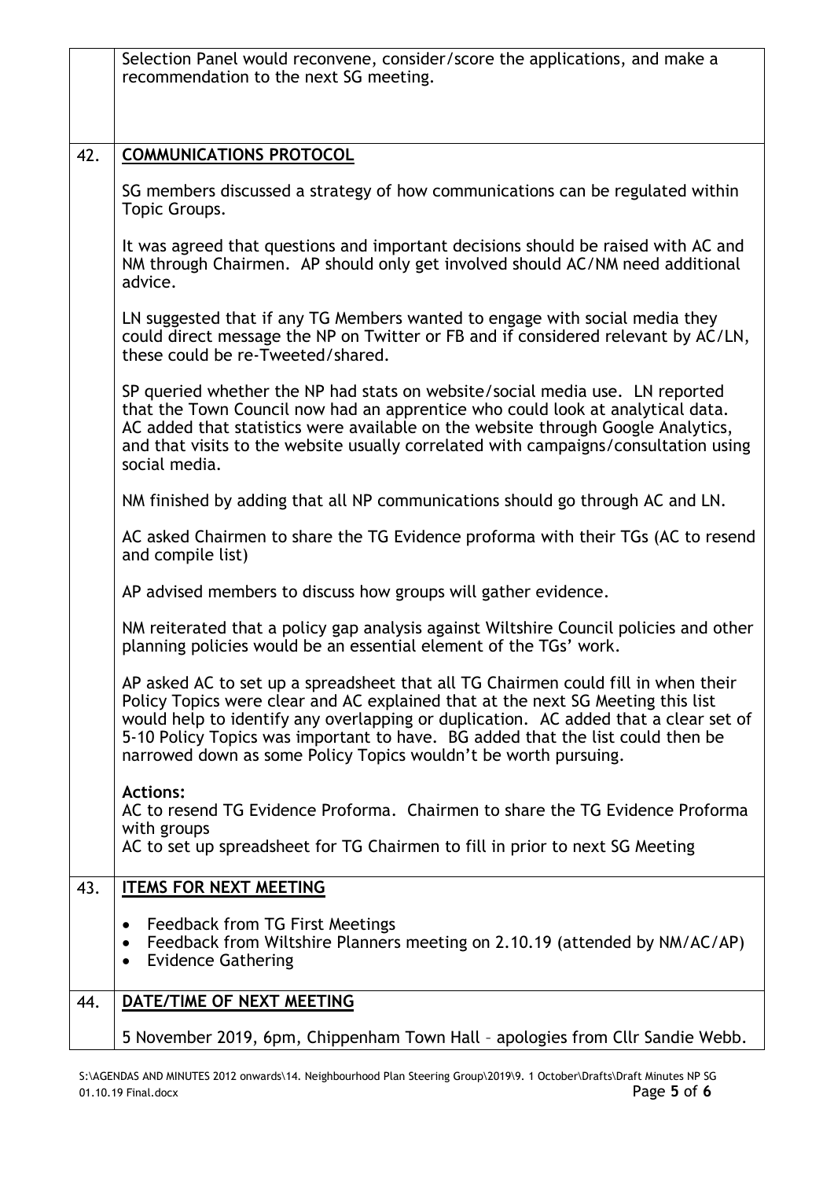| | |
|---|---|
| | Selection Panel would reconvene, consider/score the applications, and make a recommendation to the next SG meeting. |
| 42. | **COMMUNICATIONS PROTOCOL**<br><br>SG members discussed a strategy of how communications can be regulated within Topic Groups.<br><br>It was agreed that questions and important decisions should be raised with AC and NM through Chairmen. AP should only get involved should AC/NM need additional advice.<br><br>LN suggested that if any TG Members wanted to engage with social media they could direct message the NP on Twitter or FB and if considered relevant by AC/LN, these could be re-Tweeted/shared.<br><br>SP queried whether the NP had stats on website/social media use. LN reported that the Town Council now had an apprentice who could look at analytical data. AC added that statistics were available on the website through Google Analytics, and that visits to the website usually correlated with campaigns/consultation using social media.<br><br>NM finished by adding that all NP communications should go through AC and LN.<br><br>AC asked Chairmen to share the TG Evidence proforma with their TGs (AC to resend and compile list)<br><br>AP advised members to discuss how groups will gather evidence.<br><br>NM reiterated that a policy gap analysis against Wiltshire Council policies and other planning policies would be an essential element of the TGs' work.<br><br>AP asked AC to set up a spreadsheet that all TG Chairmen could fill in when their Policy Topics were clear and AC explained that at the next SG Meeting this list would help to identify any overlapping or duplication. AC added that a clear set of 5-10 Policy Topics was important to have. BG added that the list could then be narrowed down as some Policy Topics wouldn't be worth pursuing.<br><br>**Actions:**<br>AC to resend TG Evidence Proforma. Chairmen to share the TG Evidence Proforma with groups<br>AC to set up spreadsheet for TG Chairmen to fill in prior to next SG Meeting |
| 43. | **ITEMS FOR NEXT MEETING**<br><br>• Feedback from TG First Meetings<br>• Feedback from Wiltshire Planners meeting on 2.10.19 (attended by NM/AC/AP)<br>• Evidence Gathering |
| 44. | **DATE/TIME OF NEXT MEETING**<br><br>5 November 2019, 6pm, Chippenham Town Hall – apologies from Cllr Sandie Webb. |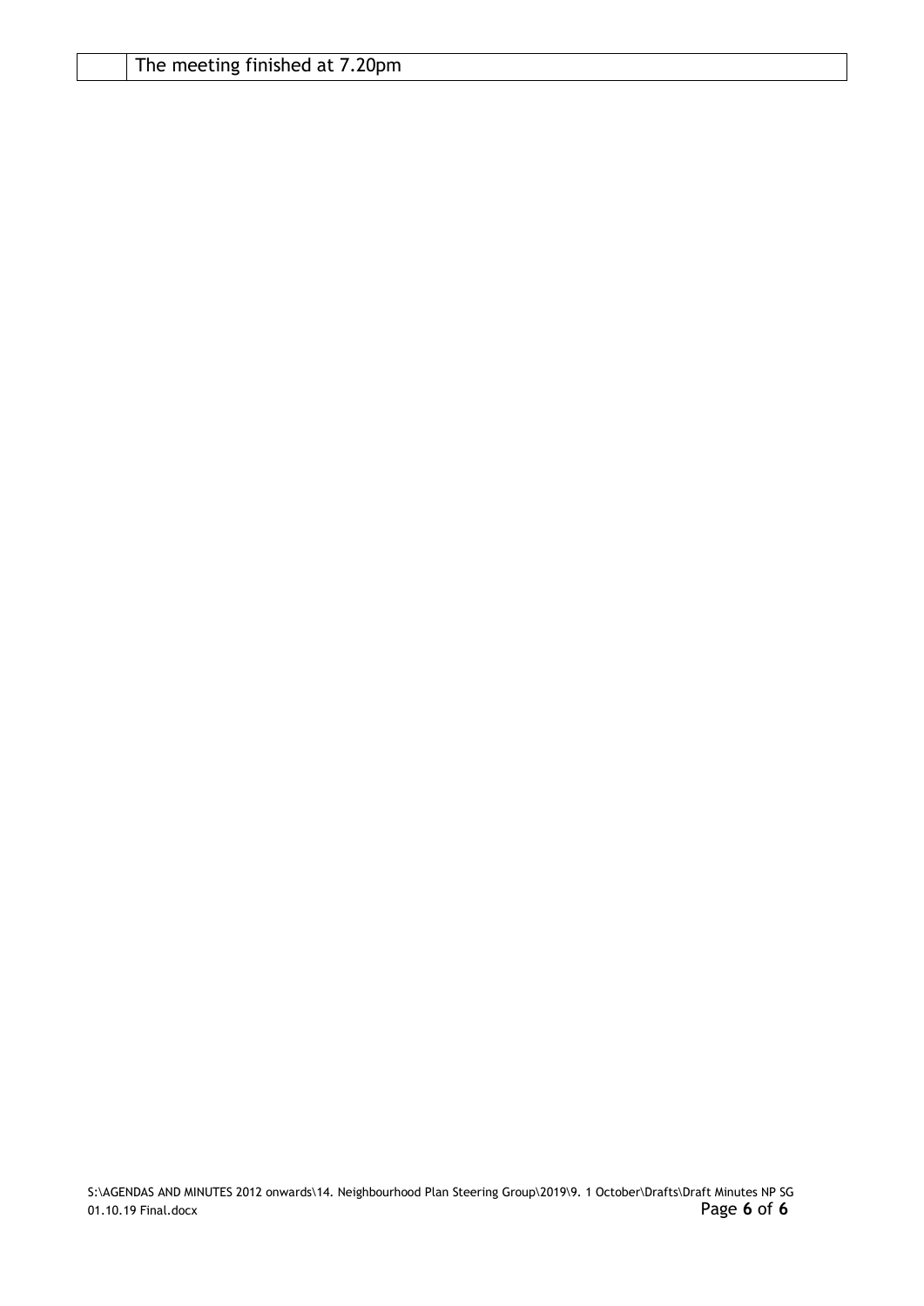| | |
|---|---|
| | The meeting finished at 7.20pm |